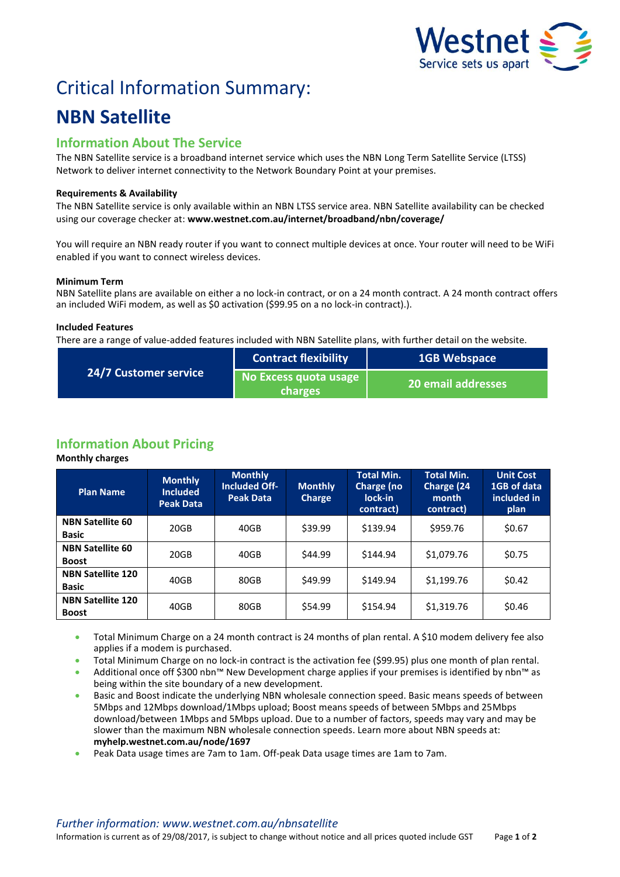# Critical Information Summary:

# NBN Satellite

## Information About The Service

The NBN Satellite service is a broadband internet service which uses the NBN Long Term Satellite Service (LTSS) Network to deliver internet connectivity to the Network Boundary Point at your premises.

**Requirements & Availability**

The NBN Satellite service is only available within an NBN LTSS service area. NBN Satellite availability can be checked using our coverage checker at: **www.westnet.com.au/internet/broadband/nbn/coverage/**

You will require an NBN ready router if you want to connect multiple devices at once. Your router will need to be WiFi enabled if you want to connect wireless devices.

**Minimum Term**

NBN Satellite plans are available on either a no lock-in contract, or on a 24 month contract. A 24 month contract offers an included WiFi modem, as well as $0 activation ($99.95 on a no lock-in contract).).

**Included Features**

There are a range of value-added features included with NBN Satellite plans, with further detail on the website.

| 24/7 Customer service | Contract flexibility | 1GB Webspace |
|---|---|---|
| | No Excess quota usage charges | 20 email addresses |

## Information About Pricing

**Monthly charges**

| Plan Name | Monthly Included Peak Data | Monthly Included Off-Peak Data | Monthly Charge | Total Min. Charge (no lock-in contract) | Total Min. Charge (24 month contract) | Unit Cost 1GB of data included in plan |
|---|---|---|---|---|---|---|
| **NBN Satellite 60 Basic** | 20GB | 40GB | $39.99 | $139.94 | $959.76 | $0.67 |
| **NBN Satellite 60 Boost** | 20GB | 40GB | $44.99 | $144.94 | $1,079.76 | $0.75 |
| **NBN Satellite 120 Basic** | 40GB | 80GB | $49.99 | $149.94 | $1,199.76 | $0.42 |
| **NBN Satellite 120 Boost** | 40GB | 80GB | $54.99 | $154.94 | $1,319.76 | $0.46 |

- Total Minimum Charge on a 24 month contract is 24 months of plan rental. A $10 modem delivery fee also applies if a modem is purchased.
- Total Minimum Charge on no lock-in contract is the activation fee ($99.95) plus one month of plan rental.
- Additional once off $300 nbn™ New Development charge applies if your premises is identified by nbn™ as being within the site boundary of a new development.
- Basic and Boost indicate the underlying NBN wholesale connection speed. Basic means speeds of between 5Mbps and 12Mbps download/1Mbps upload; Boost means speeds of between 5Mbps and 25Mbps download/between 1Mbps and 5Mbps upload. Due to a number of factors, speeds may vary and may be slower than the maximum NBN wholesale connection speeds. Learn more about NBN speeds at: **myhelp.westnet.com.au/node/1697**
- Peak Data usage times are 7am to 1am. Off-peak Data usage times are 1am to 7am.

*Further information: www.westnet.com.au/nbnsatellite*

Information is current as of 29/08/2017, is subject to change without notice and all prices quoted include GST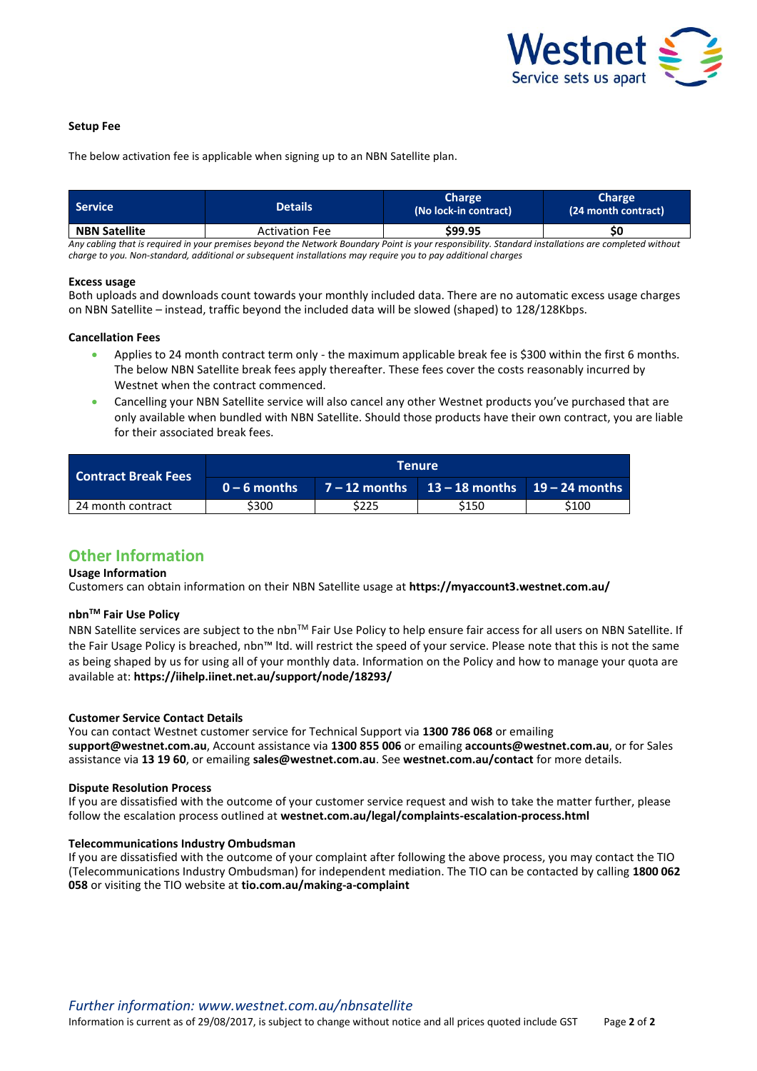**Setup Fee**

The below activation fee is applicable when signing up to an NBN Satellite plan.

| Service | Details | Charge (No lock-in contract) | Charge (24 month contract) |
|---|---|---|---|
| **NBN Satellite** | Activation Fee | **$99.95** | **$0** |

*Any cabling that is required in your premises beyond the Network Boundary Point is your responsibility. Standard installations are completed without charge to you. Non-standard, additional or subsequent installations may require you to pay additional charges*

**Excess usage**
Both uploads and downloads count towards your monthly included data. There are no automatic excess usage charges on NBN Satellite – instead, traffic beyond the included data will be slowed (shaped) to 128/128Kbps.

**Cancellation Fees**

- Applies to 24 month contract term only - the maximum applicable break fee is $300 within the first 6 months. The below NBN Satellite break fees apply thereafter. These fees cover the costs reasonably incurred by Westnet when the contract commenced.
- Cancelling your NBN Satellite service will also cancel any other Westnet products you've purchased that are only available when bundled with NBN Satellite. Should those products have their own contract, you are liable for their associated break fees.

| Contract Break Fees | Tenure | | | |
|---|---|---|---|---|
| | 0 – 6 months | 7 – 12 months | 13 – 18 months | 19 – 24 months |
| 24 month contract | $300 | $225 | $150 | $100 |

## Other Information

**Usage Information**
Customers can obtain information on their NBN Satellite usage at **https://myaccount3.westnet.com.au/**

**nbn™ Fair Use Policy**
NBN Satellite services are subject to the nbn™ Fair Use Policy to help ensure fair access for all users on NBN Satellite. If the Fair Usage Policy is breached, nbn™ ltd. will restrict the speed of your service. Please note that this is not the same as being shaped by us for using all of your monthly data. Information on the Policy and how to manage your quota are available at: **https://iihelp.iinet.net.au/support/node/18293/**

**Customer Service Contact Details**
You can contact Westnet customer service for Technical Support via **1300 786 068** or emailing **support@westnet.com.au**, Account assistance via **1300 855 006** or emailing **accounts@westnet.com.au**, or for Sales assistance via **13 19 60**, or emailing **sales@westnet.com.au**. See **westnet.com.au/contact** for more details.

**Dispute Resolution Process**
If you are dissatisfied with the outcome of your customer service request and wish to take the matter further, please follow the escalation process outlined at **westnet.com.au/legal/complaints-escalation-process.html**

**Telecommunications Industry Ombudsman**
If you are dissatisfied with the outcome of your complaint after following the above process, you may contact the TIO (Telecommunications Industry Ombudsman) for independent mediation. The TIO can be contacted by calling **1800 062 058** or visiting the TIO website at **tio.com.au/making-a-complaint**

*Further information: www.westnet.com.au/nbnsatellite*

Information is current as of 29/08/2017, is subject to change without notice and all prices quoted include GST